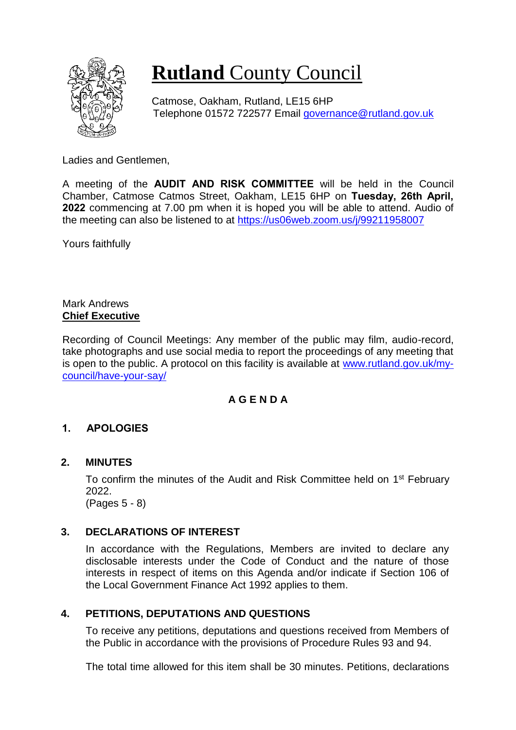# **Rutland** County Council

Catmose, Oakham, Rutland, LE15 6HP
Telephone 01572 722577 Email governance@rutland.gov.uk

Ladies and Gentlemen,

A meeting of the **AUDIT AND RISK COMMITTEE** will be held in the Council Chamber, Catmose Catmos Street, Oakham, LE15 6HP on **Tuesday, 26th April, 2022** commencing at 7.00 pm when it is hoped you will be able to attend. Audio of the meeting can also be listened to at https://us06web.zoom.us/j/99211958007

Yours faithfully

Mark Andrews
**Chief Executive**

Recording of Council Meetings: Any member of the public may film, audio-record, take photographs and use social media to report the proceedings of any meeting that is open to the public. A protocol on this facility is available at www.rutland.gov.uk/my-council/have-your-say/

## A G E N D A

### 1. APOLOGIES

### 2. MINUTES

To confirm the minutes of the Audit and Risk Committee held on 1st February 2022.
(Pages 5 - 8)

### 3. DECLARATIONS OF INTEREST

In accordance with the Regulations, Members are invited to declare any disclosable interests under the Code of Conduct and the nature of those interests in respect of items on this Agenda and/or indicate if Section 106 of the Local Government Finance Act 1992 applies to them.

### 4. PETITIONS, DEPUTATIONS AND QUESTIONS

To receive any petitions, deputations and questions received from Members of the Public in accordance with the provisions of Procedure Rules 93 and 94.

The total time allowed for this item shall be 30 minutes. Petitions, declarations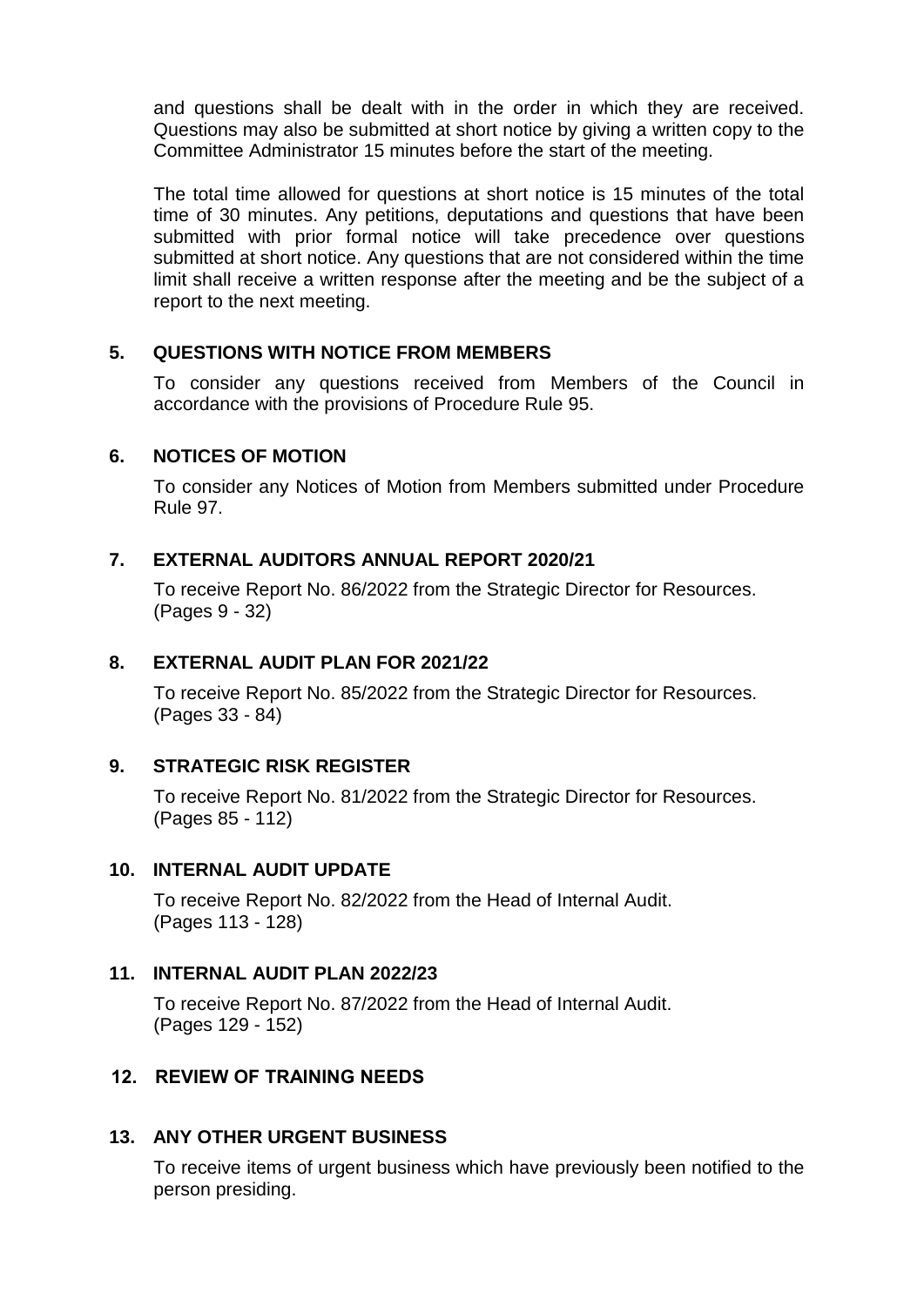and questions shall be dealt with in the order in which they are received. Questions may also be submitted at short notice by giving a written copy to the Committee Administrator 15 minutes before the start of the meeting.

The total time allowed for questions at short notice is 15 minutes of the total time of 30 minutes. Any petitions, deputations and questions that have been submitted with prior formal notice will take precedence over questions submitted at short notice. Any questions that are not considered within the time limit shall receive a written response after the meeting and be the subject of a report to the next meeting.

## 5. QUESTIONS WITH NOTICE FROM MEMBERS

To consider any questions received from Members of the Council in accordance with the provisions of Procedure Rule 95.

## 6. NOTICES OF MOTION

To consider any Notices of Motion from Members submitted under Procedure Rule 97.

## 7. EXTERNAL AUDITORS ANNUAL REPORT 2020/21

To receive Report No. 86/2022 from the Strategic Director for Resources.
(Pages 9 - 32)

## 8. EXTERNAL AUDIT PLAN FOR 2021/22

To receive Report No. 85/2022 from the Strategic Director for Resources.
(Pages 33 - 84)

## 9. STRATEGIC RISK REGISTER

To receive Report No. 81/2022 from the Strategic Director for Resources.
(Pages 85 - 112)

## 10. INTERNAL AUDIT UPDATE

To receive Report No. 82/2022 from the Head of Internal Audit.
(Pages 113 - 128)

## 11. INTERNAL AUDIT PLAN 2022/23

To receive Report No. 87/2022 from the Head of Internal Audit.
(Pages 129 - 152)

## 12. REVIEW OF TRAINING NEEDS

## 13. ANY OTHER URGENT BUSINESS

To receive items of urgent business which have previously been notified to the person presiding.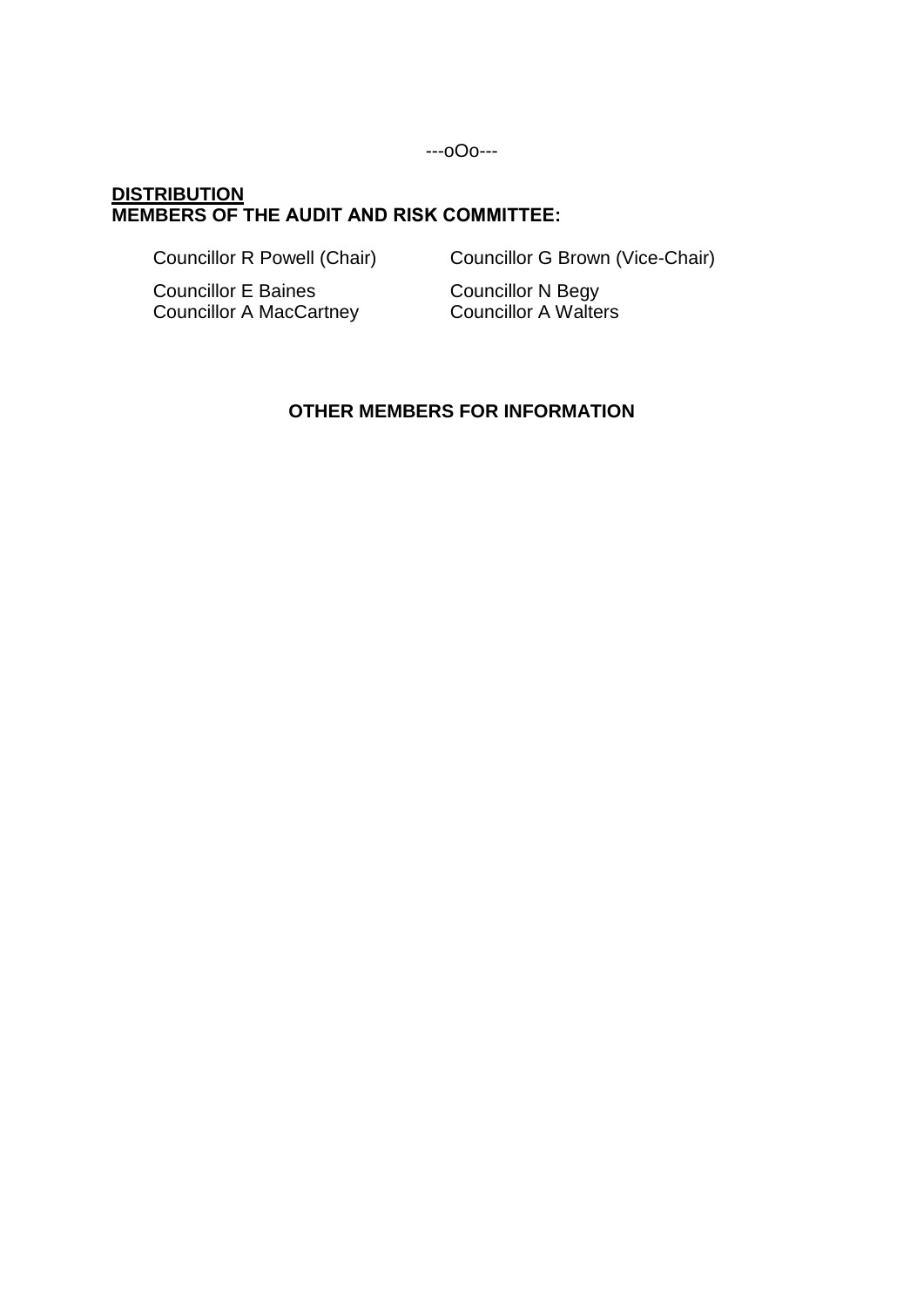---oOo---

**DISTRIBUTION**
**MEMBERS OF THE AUDIT AND RISK COMMITTEE:**

Councillor R Powell (Chair)
Councillor G Brown (Vice-Chair)

Councillor E Baines
Councillor N Begy
Councillor A MacCartney
Councillor A Walters

**OTHER MEMBERS FOR INFORMATION**